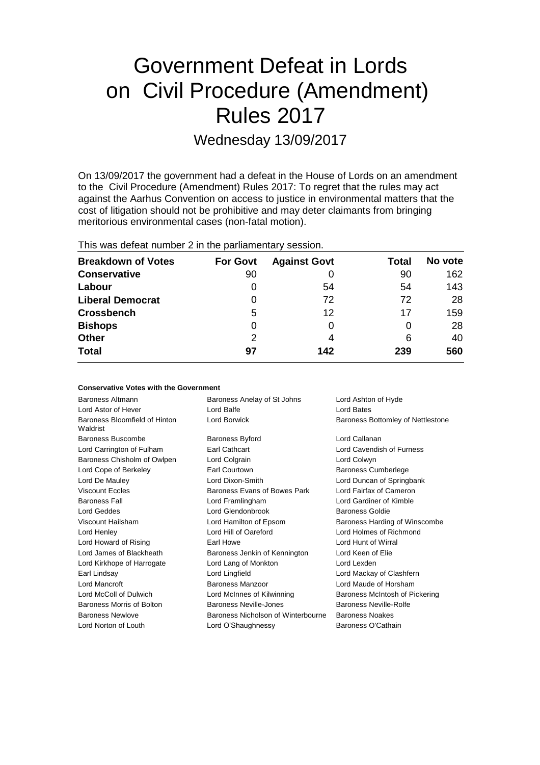# Government Defeat in Lords on Civil Procedure (Amendment) Rules 2017

## Wednesday 13/09/2017

On 13/09/2017 the government had a defeat in the House of Lords on an amendment to the Civil Procedure (Amendment) Rules 2017: To regret that the rules may act against the Aarhus Convention on access to justice in environmental matters that the cost of litigation should not be prohibitive and may deter claimants from bringing meritorious environmental cases (non-fatal motion).

This was defeat number 2 in the parliamentary session.

| Breakdown of Votes | For Govt | Against Govt | Total | No vote |
|---|---|---|---|---|
| **Conservative** | 90 | 0 | 90 | 162 |
| **Labour** | 0 | 54 | 54 | 143 |
| **Liberal Democrat** | 0 | 72 | 72 | 28 |
| **Crossbench** | 5 | 12 | 17 | 159 |
| **Bishops** | 0 | 0 | 0 | 28 |
| **Other** | 2 | 4 | 6 | 40 |
| **Total** | **97** | **142** | **239** | **560** |

### Conservative Votes with the Government

| | | |
|---|---|---|
| Baroness Altmann | Baroness Anelay of St Johns | Lord Ashton of Hyde |
| Lord Astor of Hever | Lord Balfe | Lord Bates |
| Baroness Bloomfield of Hinton Waldrist | Lord Borwick | Baroness Bottomley of Nettlestone |
| Baroness Buscombe | Baroness Byford | Lord Callanan |
| Lord Carrington of Fulham | Earl Cathcart | Lord Cavendish of Furness |
| Baroness Chisholm of Owlpen | Lord Colgrain | Lord Colwyn |
| Lord Cope of Berkeley | Earl Courtown | Baroness Cumberlege |
| Lord De Mauley | Lord Dixon-Smith | Lord Duncan of Springbank |
| Viscount Eccles | Baroness Evans of Bowes Park | Lord Fairfax of Cameron |
| Baroness Fall | Lord Framlingham | Lord Gardiner of Kimble |
| Lord Geddes | Lord Glendonbrook | Baroness Goldie |
| Viscount Hailsham | Lord Hamilton of Epsom | Baroness Harding of Winscombe |
| Lord Henley | Lord Hill of Oareford | Lord Holmes of Richmond |
| Lord Howard of Rising | Earl Howe | Lord Hunt of Wirral |
| Lord James of Blackheath | Baroness Jenkin of Kennington | Lord Keen of Elie |
| Lord Kirkhope of Harrogate | Lord Lang of Monkton | Lord Lexden |
| Earl Lindsay | Lord Lingfield | Lord Mackay of Clashfern |
| Lord Mancroft | Baroness Manzoor | Lord Maude of Horsham |
| Lord McColl of Dulwich | Lord McInnes of Kilwinning | Baroness McIntosh of Pickering |
| Baroness Morris of Bolton | Baroness Neville-Jones | Baroness Neville-Rolfe |
| Baroness Newlove | Baroness Nicholson of Winterbourne | Baroness Noakes |
| Lord Norton of Louth | Lord O'Shaughnessy | Baroness O'Cathain |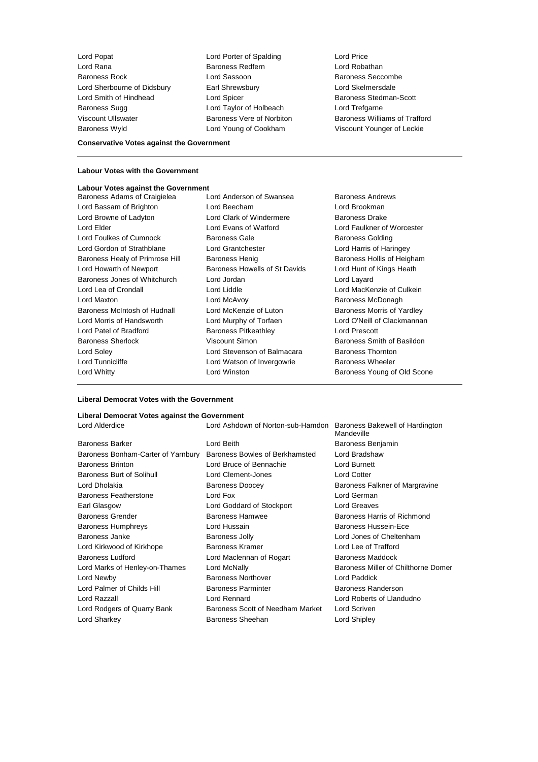Lord Popat
Lord Porter of Spalding
Lord Price
Lord Rana
Baroness Redfern
Lord Robathan
Baroness Rock
Lord Sassoon
Baroness Seccombe
Lord Sherbourne of Didsbury
Earl Shrewsbury
Lord Skelmersdale
Lord Smith of Hindhead
Lord Spicer
Baroness Stedman-Scott
Baroness Sugg
Lord Taylor of Holbeach
Lord Trefgarne
Viscount Ullswater
Baroness Vere of Norbiton
Baroness Williams of Trafford
Baroness Wyld
Lord Young of Cookham
Viscount Younger of Leckie

**Conservative Votes against the Government**

---

**Labour Votes with the Government**

**Labour Votes against the Government**

Baroness Adams of Craigielea
Lord Anderson of Swansea
Baroness Andrews
Lord Bassam of Brighton
Lord Beecham
Lord Brookman
Lord Browne of Ladyton
Lord Clark of Windermere
Baroness Drake
Lord Elder
Lord Evans of Watford
Lord Faulkner of Worcester
Lord Foulkes of Cumnock
Baroness Gale
Baroness Golding
Lord Gordon of Strathblane
Lord Grantchester
Lord Harris of Haringey
Baroness Healy of Primrose Hill
Baroness Henig
Baroness Hollis of Heigham
Lord Howarth of Newport
Baroness Howells of St Davids
Lord Hunt of Kings Heath
Baroness Jones of Whitchurch
Lord Jordan
Lord Layard
Lord Lea of Crondall
Lord Liddle
Lord MacKenzie of Culkein
Lord Maxton
Lord McAvoy
Baroness McDonagh
Baroness McIntosh of Hudnall
Lord McKenzie of Luton
Baroness Morris of Yardley
Lord Morris of Handsworth
Lord Murphy of Torfaen
Lord O'Neill of Clackmannan
Lord Patel of Bradford
Baroness Pitkeathley
Lord Prescott
Baroness Sherlock
Viscount Simon
Baroness Smith of Basildon
Lord Soley
Lord Stevenson of Balmacara
Baroness Thornton
Lord Tunnicliffe
Lord Watson of Invergowrie
Baroness Wheeler
Lord Whitty
Lord Winston
Baroness Young of Old Scone

---

**Liberal Democrat Votes with the Government**

**Liberal Democrat Votes against the Government**

Lord Alderdice
Lord Ashdown of Norton-sub-Hamdon
Baroness Bakewell of Hardington Mandeville
Baroness Barker
Lord Beith
Baroness Benjamin
Baroness Bonham-Carter of Yarnbury
Baroness Bowles of Berkhamsted
Lord Bradshaw
Baroness Brinton
Lord Bruce of Bennachie
Lord Burnett
Baroness Burt of Solihull
Lord Clement-Jones
Lord Cotter
Lord Dholakia
Baroness Doocey
Baroness Falkner of Margravine
Baroness Featherstone
Lord Fox
Lord German
Earl Glasgow
Lord Goddard of Stockport
Lord Greaves
Baroness Grender
Baroness Hamwee
Baroness Harris of Richmond
Baroness Humphreys
Lord Hussain
Baroness Hussein-Ece
Baroness Janke
Baroness Jolly
Lord Jones of Cheltenham
Lord Kirkwood of Kirkhope
Baroness Kramer
Lord Lee of Trafford
Baroness Ludford
Lord Maclennan of Rogart
Baroness Maddock
Lord Marks of Henley-on-Thames
Lord McNally
Baroness Miller of Chilthorne Domer
Lord Newby
Baroness Northover
Lord Paddick
Lord Palmer of Childs Hill
Baroness Parminter
Baroness Randerson
Lord Razzall
Lord Rennard
Lord Roberts of Llandudno
Lord Rodgers of Quarry Bank
Baroness Scott of Needham Market
Lord Scriven
Lord Sharkey
Baroness Sheehan
Lord Shipley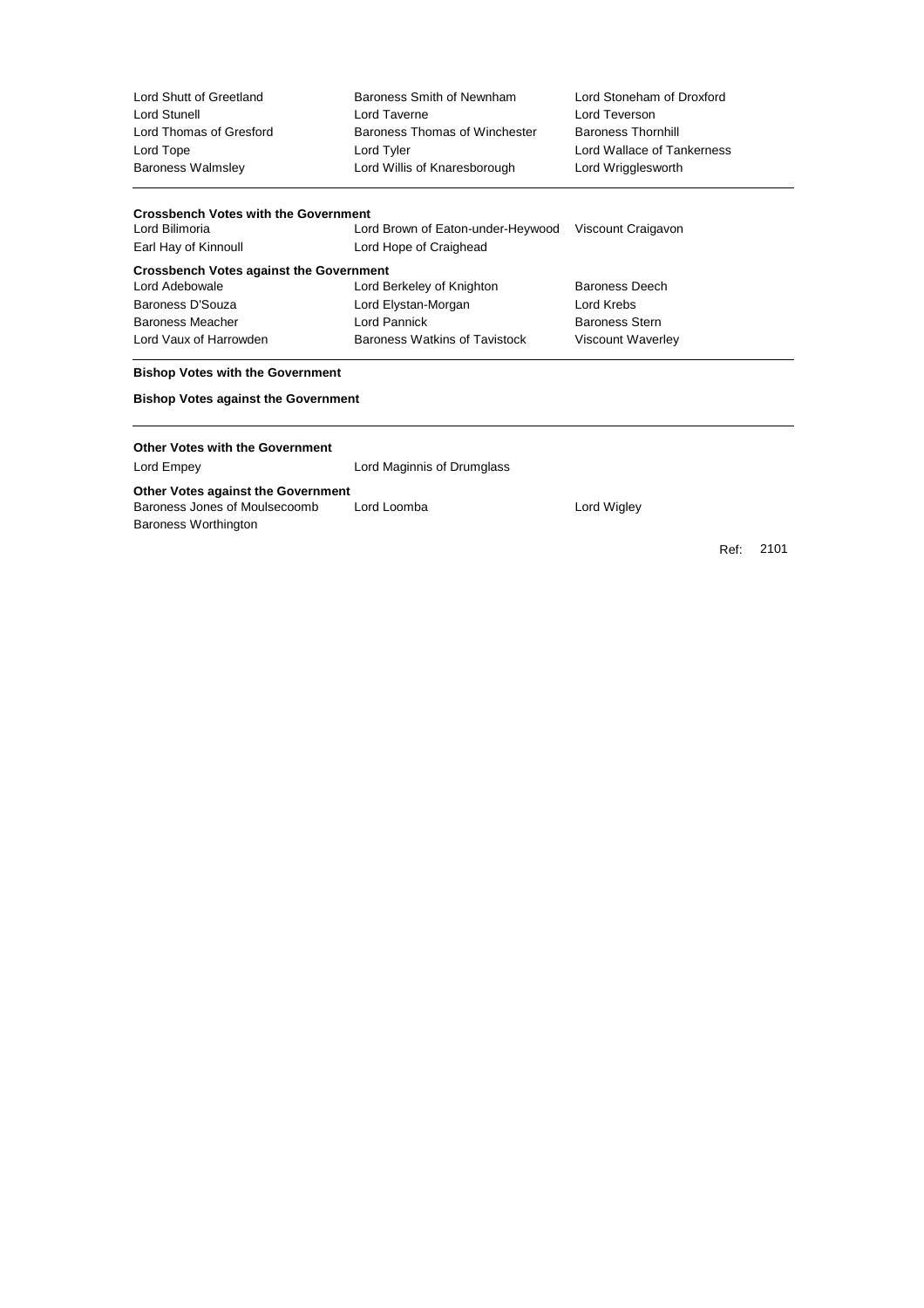| | | |
|---|---|---|
| Lord Shutt of Greetland | Baroness Smith of Newnham | Lord Stoneham of Droxford |
| Lord Stunell | Lord Taverne | Lord Teverson |
| Lord Thomas of Gresford | Baroness Thomas of Winchester | Baroness Thornhill |
| Lord Tope | Lord Tyler | Lord Wallace of Tankerness |
| Baroness Walmsley | Lord Willis of Knaresborough | Lord Wrigglesworth |

**Crossbench Votes with the Government**

| | | |
|---|---|---|
| Lord Bilimoria | Lord Brown of Eaton-under-Heywood | Viscount Craigavon |
| Earl Hay of Kinnoull | Lord Hope of Craighead | |

**Crossbench Votes against the Government**

| | | |
|---|---|---|
| Lord Adebowale | Lord Berkeley of Knighton | Baroness Deech |
| Baroness D'Souza | Lord Elystan-Morgan | Lord Krebs |
| Baroness Meacher | Lord Pannick | Baroness Stern |
| Lord Vaux of Harrowden | Baroness Watkins of Tavistock | Viscount Waverley |

**Bishop Votes with the Government**

**Bishop Votes against the Government**

**Other Votes with the Government**

| | |
|---|---|
| Lord Empey | Lord Maginnis of Drumglass |

**Other Votes against the Government**

| | | |
|---|---|---|
| Baroness Jones of Moulsecoomb | Lord Loomba | Lord Wigley |
| Baroness Worthington | | |

Ref: 2101